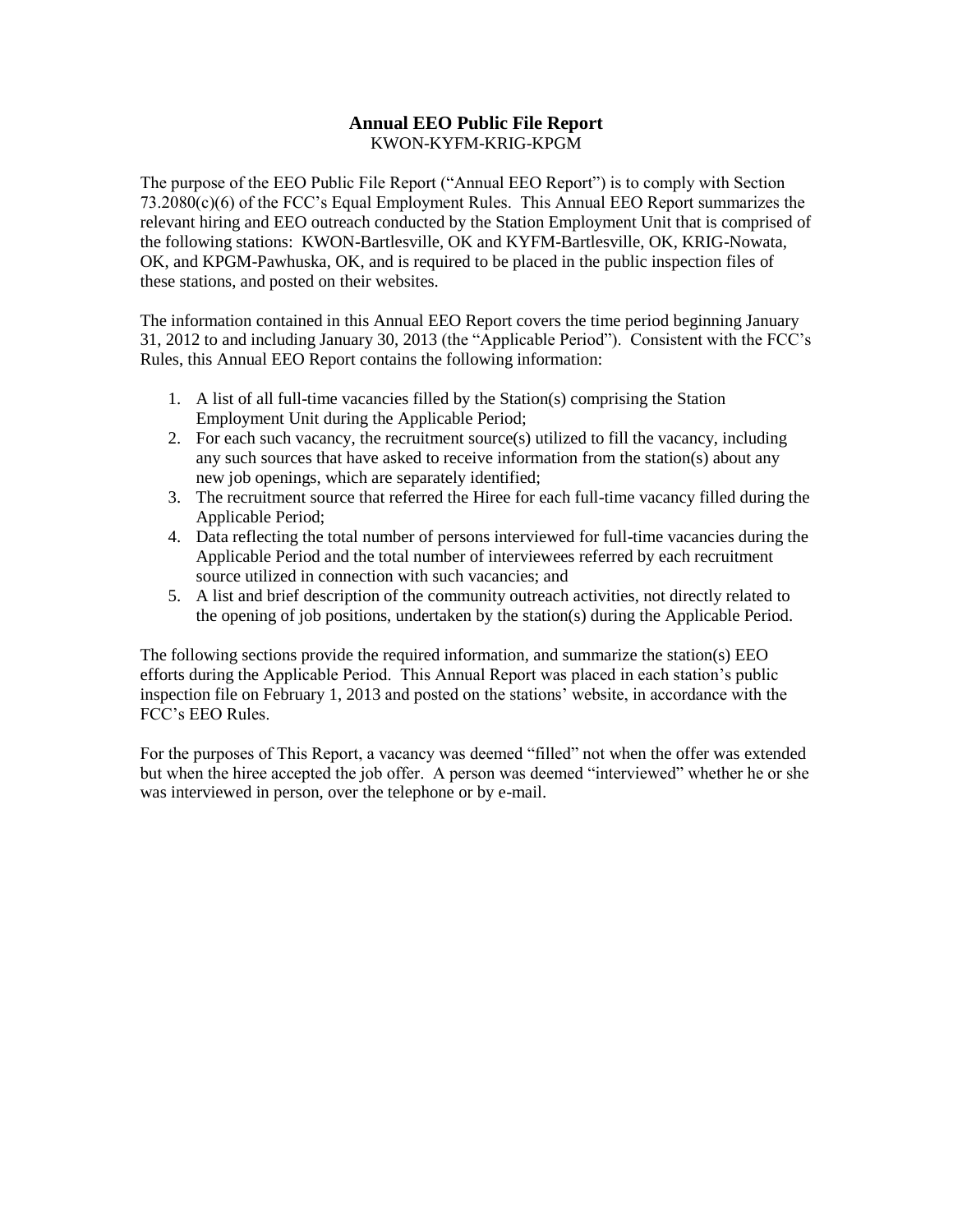# Annual EEO Public File Report

KWON-KYFM-KRIG-KPGM

The purpose of the EEO Public File Report ("Annual EEO Report") is to comply with Section 73.2080(c)(6) of the FCC's Equal Employment Rules. This Annual EEO Report summarizes the relevant hiring and EEO outreach conducted by the Station Employment Unit that is comprised of the following stations: KWON-Bartlesville, OK and KYFM-Bartlesville, OK, KRIG-Nowata, OK, and KPGM-Pawhuska, OK, and is required to be placed in the public inspection files of these stations, and posted on their websites.

The information contained in this Annual EEO Report covers the time period beginning January 31, 2012 to and including January 30, 2013 (the "Applicable Period"). Consistent with the FCC's Rules, this Annual EEO Report contains the following information:

1. A list of all full-time vacancies filled by the Station(s) comprising the Station Employment Unit during the Applicable Period;
2. For each such vacancy, the recruitment source(s) utilized to fill the vacancy, including any such sources that have asked to receive information from the station(s) about any new job openings, which are separately identified;
3. The recruitment source that referred the Hiree for each full-time vacancy filled during the Applicable Period;
4. Data reflecting the total number of persons interviewed for full-time vacancies during the Applicable Period and the total number of interviewees referred by each recruitment source utilized in connection with such vacancies; and
5. A list and brief description of the community outreach activities, not directly related to the opening of job positions, undertaken by the station(s) during the Applicable Period.

The following sections provide the required information, and summarize the station(s) EEO efforts during the Applicable Period. This Annual Report was placed in each station's public inspection file on February 1, 2013 and posted on the stations' website, in accordance with the FCC's EEO Rules.

For the purposes of This Report, a vacancy was deemed "filled" not when the offer was extended but when the hiree accepted the job offer. A person was deemed "interviewed" whether he or she was interviewed in person, over the telephone or by e-mail.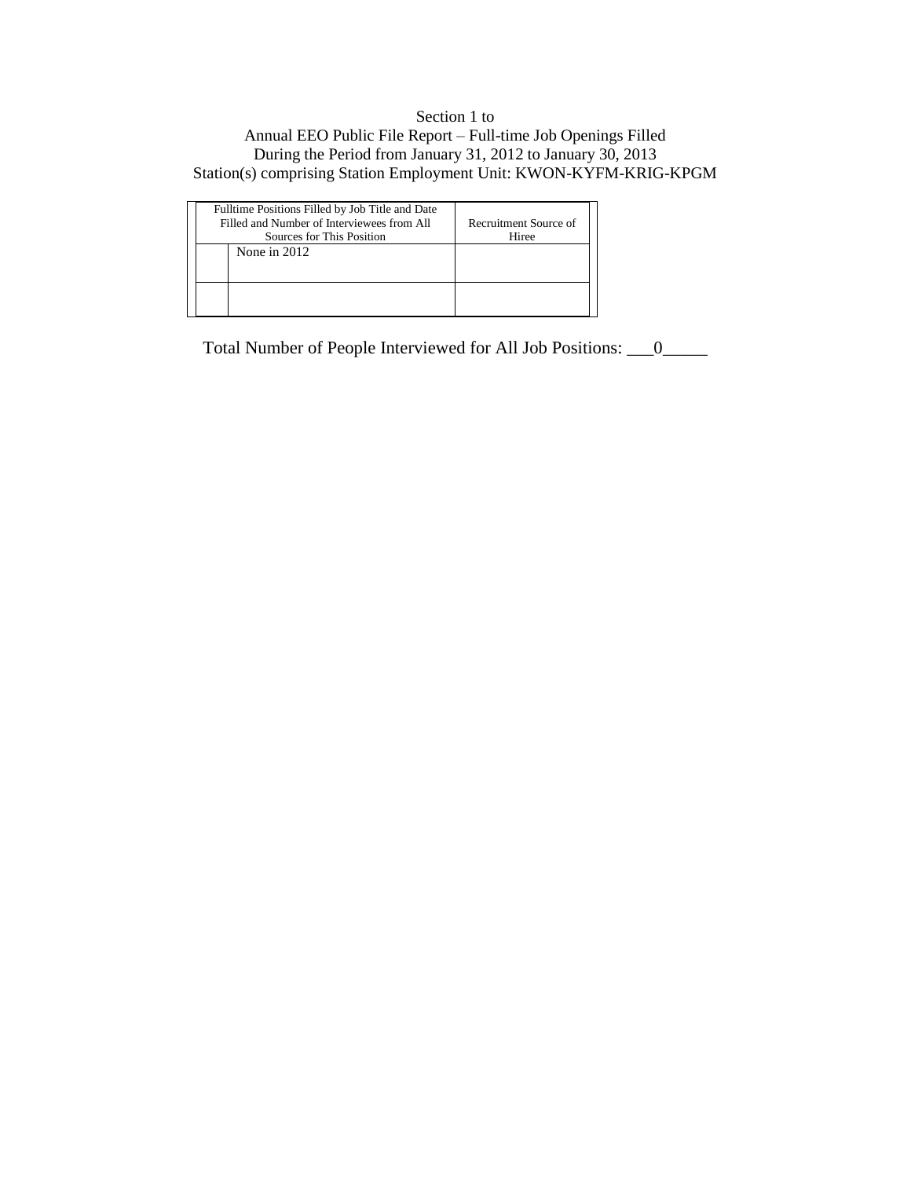Section 1 to
Annual EEO Public File Report – Full-time Job Openings Filled
During the Period from January 31, 2012 to January 30, 2013
Station(s) comprising Station Employment Unit: KWON-KYFM-KRIG-KPGM

| | Fulltime Positions Filled by Job Title and Date Filled and Number of Interviewees from All Sources for This Position | Recruitment Source of Hiree |
|---|---|---|
| | None in 2012 | |
| | | |

Total Number of People Interviewed for All Job Positions: ___0_____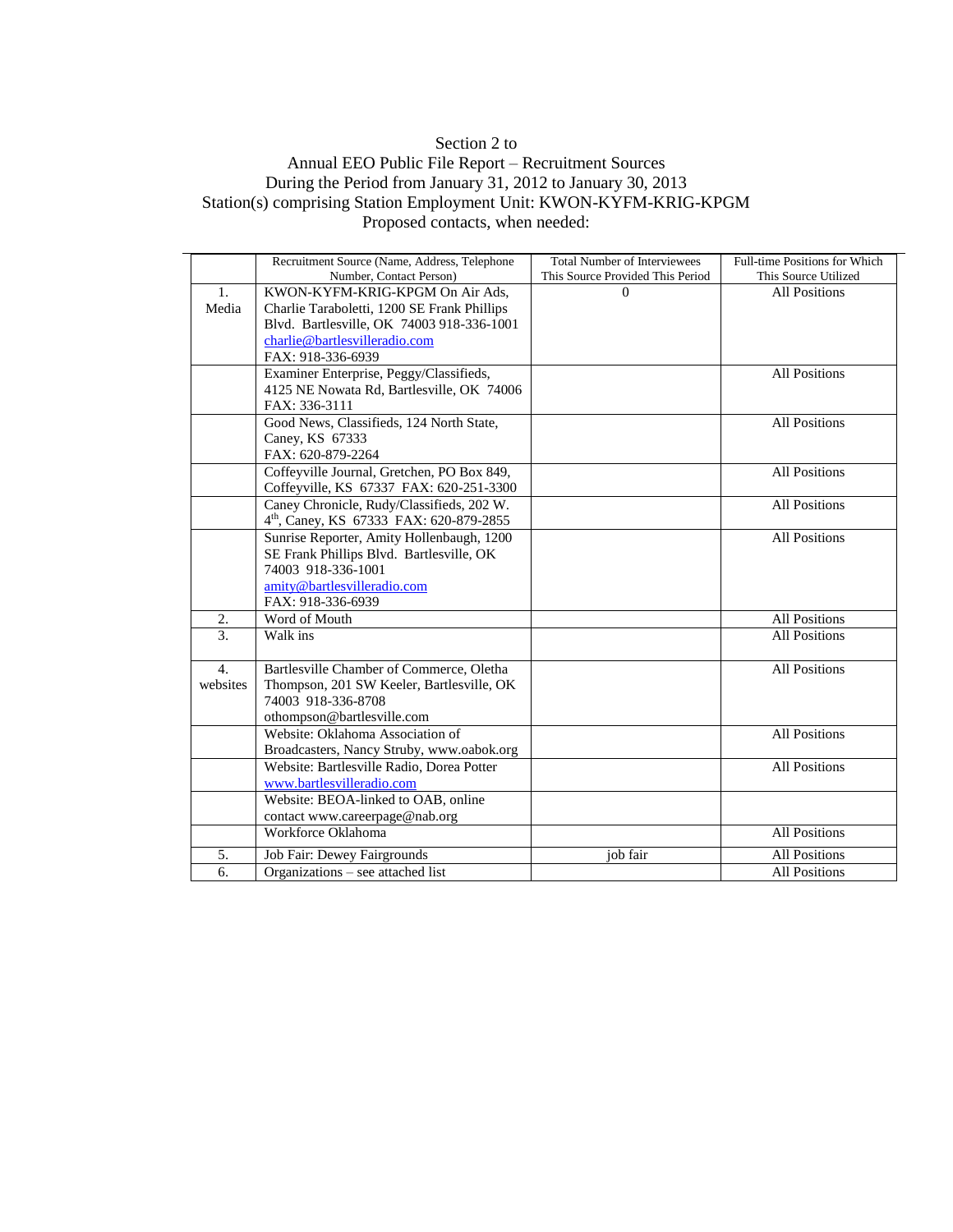Section 2 to
Annual EEO Public File Report – Recruitment Sources
During the Period from January 31, 2012 to January 30, 2013
Station(s) comprising Station Employment Unit: KWON-KYFM-KRIG-KPGM
Proposed contacts, when needed:

| | Recruitment Source (Name, Address, Telephone Number, Contact Person) | Total Number of Interviewees This Source Provided This Period | Full-time Positions for Which This Source Utilized |
|---|---|---|---|
| 1. Media | KWON-KYFM-KRIG-KPGM On Air Ads, Charlie Taraboletti, 1200 SE Frank Phillips Blvd. Bartlesville, OK 74003 918-336-1001 charlie@bartlesvilleradio.com FAX: 918-336-6939 | 0 | All Positions |
| | Examiner Enterprise, Peggy/Classifieds, 4125 NE Nowata Rd, Bartlesville, OK 74006 FAX: 336-3111 | | All Positions |
| | Good News, Classifieds, 124 North State, Caney, KS 67333 FAX: 620-879-2264 | | All Positions |
| | Coffeyville Journal, Gretchen, PO Box 849, Coffeyville, KS 67337 FAX: 620-251-3300 | | All Positions |
| | Caney Chronicle, Rudy/Classifieds, 202 W. 4th, Caney, KS 67333 FAX: 620-879-2855 | | All Positions |
| | Sunrise Reporter, Amity Hollenbaugh, 1200 SE Frank Phillips Blvd. Bartlesville, OK 74003 918-336-1001 amity@bartlesvilleradio.com FAX: 918-336-6939 | | All Positions |
| 2. | Word of Mouth | | All Positions |
| 3. | Walk ins | | All Positions |
| 4. websites | Bartlesville Chamber of Commerce, Oletha Thompson, 201 SW Keeler, Bartlesville, OK 74003 918-336-8708 othompson@bartlesville.com | | All Positions |
| | Website: Oklahoma Association of Broadcasters, Nancy Struby, www.oabok.org | | All Positions |
| | Website: Bartlesville Radio, Dorea Potter www.bartlesvilleradio.com | | All Positions |
| | Website: BEOA-linked to OAB, online contact www.careerpage@nab.org | | |
| | Workforce Oklahoma | | All Positions |
| 5. | Job Fair: Dewey Fairgrounds | job fair | All Positions |
| 6. | Organizations – see attached list | | All Positions |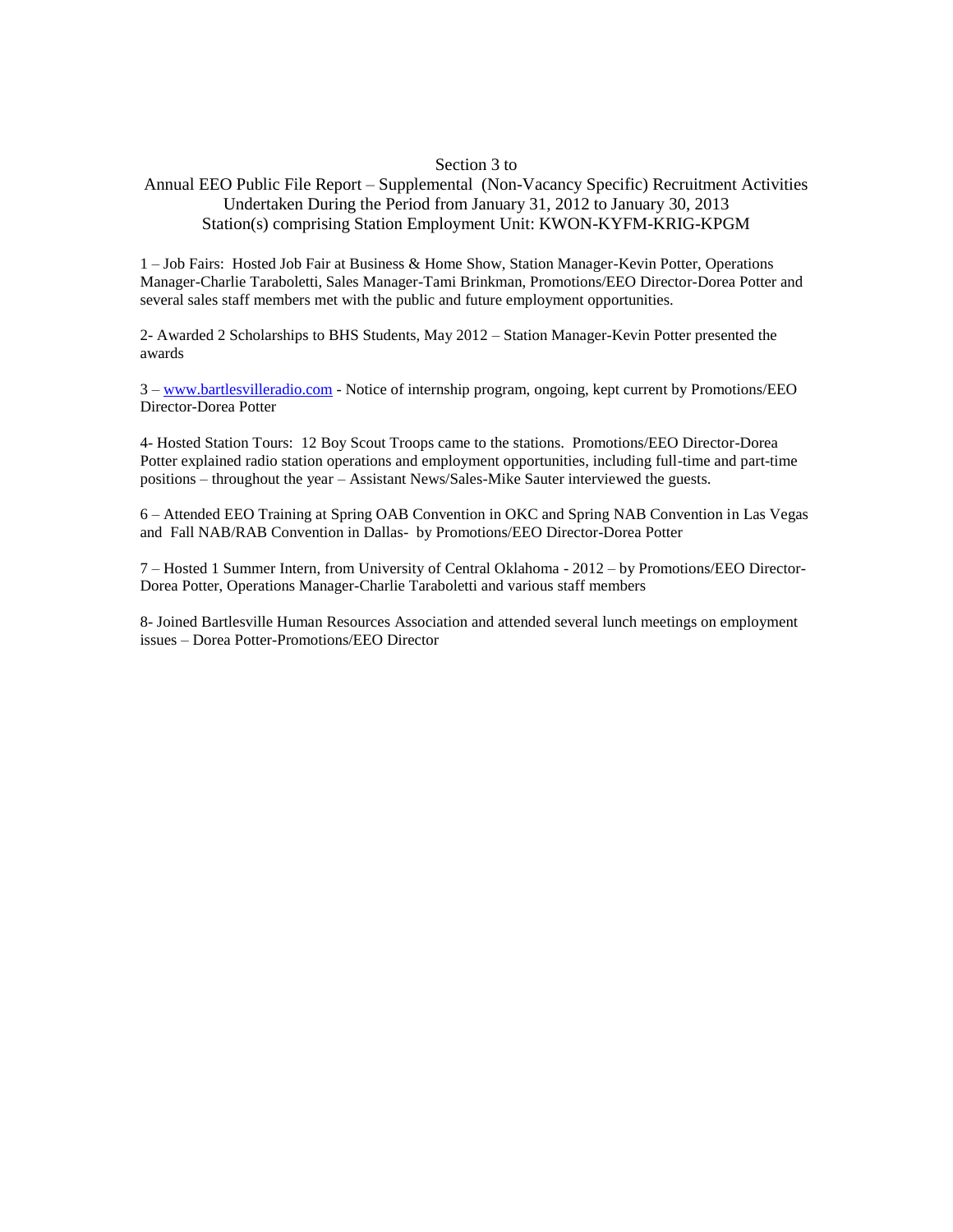Section 3 to

Annual EEO Public File Report – Supplemental (Non-Vacancy Specific) Recruitment Activities Undertaken During the Period from January 31, 2012 to January 30, 2013

Station(s) comprising Station Employment Unit: KWON-KYFM-KRIG-KPGM

1 – Job Fairs: Hosted Job Fair at Business & Home Show, Station Manager-Kevin Potter, Operations Manager-Charlie Taraboletti, Sales Manager-Tami Brinkman, Promotions/EEO Director-Dorea Potter and several sales staff members met with the public and future employment opportunities.

2- Awarded 2 Scholarships to BHS Students, May 2012 – Station Manager-Kevin Potter presented the awards

3 – www.bartlesvilleradio.com - Notice of internship program, ongoing, kept current by Promotions/EEO Director-Dorea Potter

4- Hosted Station Tours: 12 Boy Scout Troops came to the stations. Promotions/EEO Director-Dorea Potter explained radio station operations and employment opportunities, including full-time and part-time positions – throughout the year – Assistant News/Sales-Mike Sauter interviewed the guests.

6 – Attended EEO Training at Spring OAB Convention in OKC and Spring NAB Convention in Las Vegas and Fall NAB/RAB Convention in Dallas- by Promotions/EEO Director-Dorea Potter

7 – Hosted 1 Summer Intern, from University of Central Oklahoma - 2012 – by Promotions/EEO Director-Dorea Potter, Operations Manager-Charlie Taraboletti and various staff members

8- Joined Bartlesville Human Resources Association and attended several lunch meetings on employment issues – Dorea Potter-Promotions/EEO Director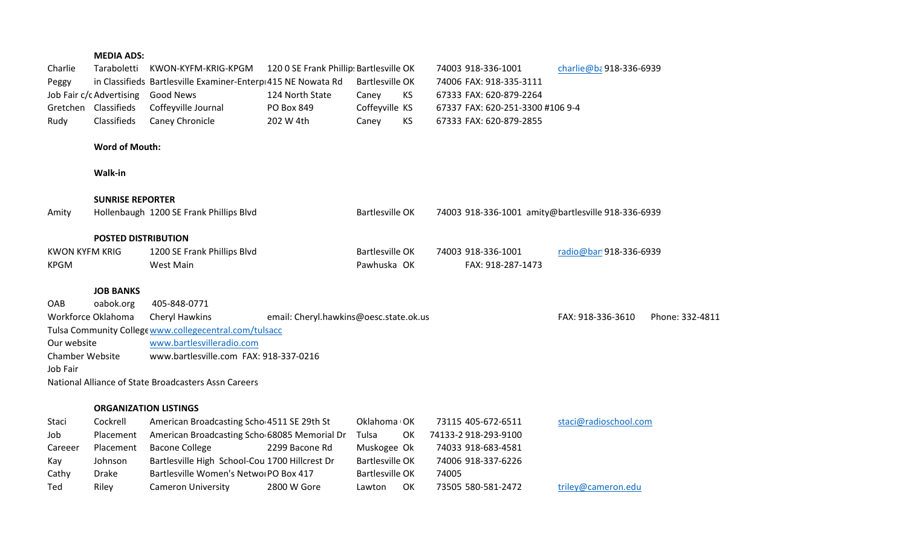**MEDIA ADS:**

| | | | | | | | | |
|---|---|---|---|---|---|---|---|---|
| Charlie | Taraboletti | KWON-KYFM-KRIG-KPGM | 120 0 SE Frank Phillip: | Bartlesville | OK | 74003 918-336-1001 | charlie@ba | 918-336-6939 |
| Peggy | in Classifieds | Bartlesville Examiner-Enterp | 415 NE Nowata Rd | Bartlesville | OK | 74006 FAX: 918-335-3111 | | |
| Job Fair c/c | Advertising | Good News | 124 North State | Caney | KS | 67333 FAX: 620-879-2264 | | |
| Gretchen | Classifieds | Coffeyville Journal | PO Box 849 | Coffeyville | KS | 67337 FAX: 620-251-3300 #106 9-4 | | |
| Rudy | Classifieds | Caney Chronicle | 202 W 4th | Caney | KS | 67333 FAX: 620-879-2855 | | |

**Word of Mouth:**

**Walk-in**

**SUNRISE REPORTER**

| | | | | | | | |
|---|---|---|---|---|---|---|---|
| Amity | Hollenbaugh | 1200 SE Frank Phillips Blvd | Bartlesville | OK | 74003 918-336-1001 | amity@bartlesville | 918-336-6939 |

**POSTED DISTRIBUTION**

| | | | | | | |
|---|---|---|---|---|---|---|
| KWON KYFM KRIG | 1200 SE Frank Phillips Blvd | Bartlesville | OK | 74003 918-336-1001 | radio@bar | 918-336-6939 |
| KPGM | West Main | Pawhuska | OK | FAX: 918-287-1473 | | |

**JOB BANKS**

| | | | | |
|---|---|---|---|---|
| OAB | oabok.org 405-848-0771 | | | |
| Workforce Oklahoma | Cheryl Hawkins | email: Cheryl.hawkins@oesc.state.ok.us | FAX: 918-336-3610 | Phone: 332-4811 |
| Tulsa Community College | www.collegecentral.com/tulsacc | | | |
| Our website | www.bartlesvilleradio.com | | | |
| Chamber Website | www.bartlesville.com FAX: 918-337-0216 | | | |
| Job Fair | | | | |
| National Alliance of State Broadcasters Assn Careers | | | | |

**ORGANIZATION LISTINGS**

| | | | | | | | |
|---|---|---|---|---|---|---|---|
| Staci | Cockrell | American Broadcasting Scho | 4511 SE 29th St | Oklahoma | OK | 73115 405-672-6511 | staci@radioschool.com |
| Job | Placement | American Broadcasting Scho | 68085 Memorial Dr | Tulsa | OK | 74133-2 918-293-9100 | |
| Careeer | Placement | Bacone College | 2299 Bacone Rd | Muskogee | Ok | 74033 918-683-4581 | |
| Kay | Johnson | Bartlesville High School-Cou | 1700 Hillcrest Dr | Bartlesville | OK | 74006 918-337-6226 | |
| Cathy | Drake | Bartlesville Women's Netwo | PO Box 417 | Bartlesville | OK | 74005 | |
| Ted | Riley | Cameron University | 2800 W Gore | Lawton | OK | 73505 580-581-2472 | triley@cameron.edu |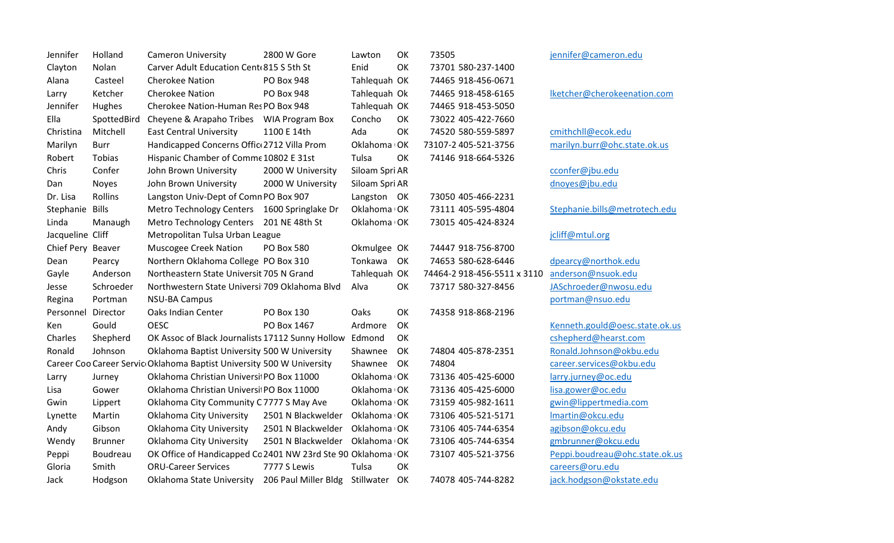| | | | | | | | |
|---|---|---|---|---|---|---|---|
| Jennifer | Holland | Cameron University | 2800 W Gore | Lawton | OK | 73505 | jennifer@cameron.edu |
| Clayton | Nolan | Carver Adult Education Cent 815 S 5th St | | Enid | OK | 73701 580-237-1400 | |
| Alana | Casteel | Cherokee Nation | PO Box 948 | Tahlequah | OK | 74465 918-456-0671 | |
| Larry | Ketcher | Cherokee Nation | PO Box 948 | Tahlequah | Ok | 74465 918-458-6165 | lketcher@cherokeenation.com |
| Jennifer | Hughes | Cherokee Nation-Human Res | PO Box 948 | Tahlequah | OK | 74465 918-453-5050 | |
| Ella | SpottedBird | Cheyene & Arapaho Tribes | WIA Program Box | Concho | OK | 73022 405-422-7660 | |
| Christina | Mitchell | East Central University | 1100 E 14th | Ada | OK | 74520 580-559-5897 | cmithchll@ecok.edu |
| Marilyn | Burr | Handicapped Concerns Offic 2712 Villa Prom | | Oklahoma | OK | 73107-2 405-521-3756 | marilyn.burr@ohc.state.ok.us |
| Robert | Tobias | Hispanic Chamber of Comme 10802 E 31st | | Tulsa | OK | 74146 918-664-5326 | |
| Chris | Confer | John Brown University | 2000 W University | Siloam Spri | AR | | cconfer@jbu.edu |
| Dan | Noyes | John Brown University | 2000 W University | Siloam Spri | AR | | dnoyes@jbu.edu |
| Dr. Lisa | Rollins | Langston Univ-Dept of Comn | PO Box 907 | Langston | OK | 73050 405-466-2231 | |
| Stephanie | Bills | Metro Technology Centers | 1600 Springlake Dr | Oklahoma | OK | 73111 405-595-4804 | Stephanie.bills@metrotech.edu |
| Linda | Manaugh | Metro Technology Centers | 201 NE 48th St | Oklahoma | OK | 73015 405-424-8324 | |
| Jacqueline | Cliff | Metropolitan Tulsa Urban League | | | | | jcliff@mtul.org |
| Chief Pery | Beaver | Muscogee Creek Nation | PO Box 580 | Okmulgee | OK | 74447 918-756-8700 | |
| Dean | Pearcy | Northern Oklahoma College | PO Box 310 | Tonkawa | OK | 74653 580-628-6446 | dpearcy@northok.edu |
| Gayle | Anderson | Northeastern State Universit | 705 N Grand | Tahlequah | OK | 74464-2 918-456-5511 x 3110 | anderson@nsuok.edu |
| Jesse | Schroeder | Northwestern State Universi | 709 Oklahoma Blvd | Alva | OK | 73717 580-327-8456 | JASchroeder@nwosu.edu |
| Regina | Portman | NSU-BA Campus | | | | | portman@nsuo.edu |
| Personnel | Director | Oaks Indian Center | PO Box 130 | Oaks | OK | 74358 918-868-2196 | |
| Ken | Gould | OESC | PO Box 1467 | Ardmore | OK | | Kenneth.gould@oesc.state.ok.us |
| Charles | Shepherd | OK Assoc of Black Journalists | 17112 Sunny Hollow | Edmond | OK | | cshepherd@hearst.com |
| Ronald | Johnson | Oklahoma Baptist University | 500 W University | Shawnee | OK | 74804 405-878-2351 | Ronald.Johnson@okbu.edu |
| Career Coo | Career Servic | Oklahoma Baptist University | 500 W University | Shawnee | OK | 74804 | career.services@okbu.edu |
| Larry | Jurney | Oklahoma Christian Universi | PO Box 11000 | Oklahoma | OK | 73136 405-425-6000 | larry.jurney@oc.edu |
| Lisa | Gower | Oklahoma Christian Universi | PO Box 11000 | Oklahoma | OK | 73136 405-425-6000 | lisa.gower@oc.edu |
| Gwin | Lippert | Oklahoma City Community C | 7777 S May Ave | Oklahoma | OK | 73159 405-982-1611 | gwin@lippertmedia.com |
| Lynette | Martin | Oklahoma City University | 2501 N Blackwelder | Oklahoma | OK | 73106 405-521-5171 | lmartin@okcu.edu |
| Andy | Gibson | Oklahoma City University | 2501 N Blackwelder | Oklahoma | OK | 73106 405-744-6354 | agibson@okcu.edu |
| Wendy | Brunner | Oklahoma City University | 2501 N Blackwelder | Oklahoma | OK | 73106 405-744-6354 | gmbrunner@okcu.edu |
| Peppi | Boudreau | OK Office of Handicapped Co | 2401 NW 23rd Ste 90 | Oklahoma | OK | 73107 405-521-3756 | Peppi.boudreau@ohc.state.ok.us |
| Gloria | Smith | ORU-Career Services | 7777 S Lewis | Tulsa | OK | | careers@oru.edu |
| Jack | Hodgson | Oklahoma State University | 206 Paul Miller Bldg | Stillwater | OK | 74078 405-744-8282 | jack.hodgson@okstate.edu |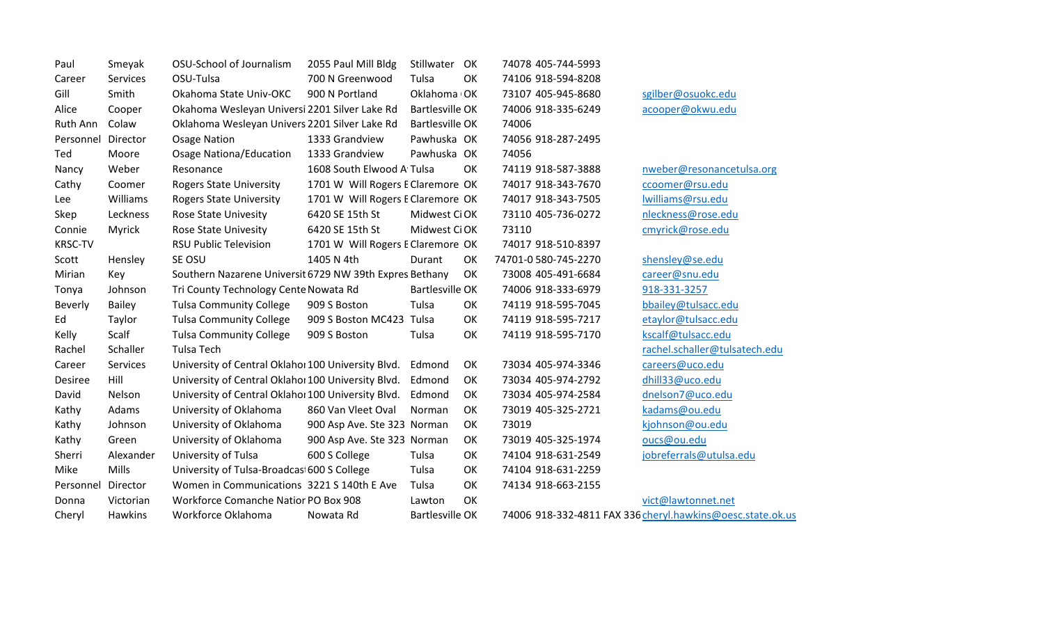| | | | | | | | | |
|---|---|---|---|---|---|---|---|---|
| Paul | Smeyak | OSU-School of Journalism | 2055 Paul Mill Bldg | Stillwater | OK | 74078 | 405-744-5993 | |
| Career | Services | OSU-Tulsa | 700 N Greenwood | Tulsa | OK | 74106 | 918-594-8208 | |
| Gill | Smith | Okahoma State Univ-OKC | 900 N Portland | Oklahoma | OK | 73107 | 405-945-8680 | sgilber@osuokc.edu |
| Alice | Cooper | Okahoma Wesleyan Universi | 2201 Silver Lake Rd | Bartlesville | OK | 74006 | 918-335-6249 | acooper@okwu.edu |
| Ruth Ann | Colaw | Oklahoma Wesleyan Univers | 2201 Silver Lake Rd | Bartlesville | OK | 74006 | | |
| Personnel | Director | Osage Nation | 1333 Grandview | Pawhuska | OK | 74056 | 918-287-2495 | |
| Ted | Moore | Osage Nationa/Education | 1333 Grandview | Pawhuska | OK | 74056 | | |
| Nancy | Weber | Resonance | 1608 South Elwood A | Tulsa | OK | 74119 | 918-587-3888 | nweber@resonancetulsa.org |
| Cathy | Coomer | Rogers State University | 1701 W Will Rogers E | Claremore | OK | 74017 | 918-343-7670 | ccoomer@rsu.edu |
| Lee | Williams | Rogers State University | 1701 W Will Rogers E | Claremore | OK | 74017 | 918-343-7505 | lwilliams@rsu.edu |
| Skep | Leckness | Rose State Univesity | 6420 SE 15th St | Midwest Ci | OK | 73110 | 405-736-0272 | nleckness@rose.edu |
| Connie | Myrick | Rose State Univesity | 6420 SE 15th St | Midwest Ci | OK | 73110 | | cmyrick@rose.edu |
| KRSC-TV | | RSU Public Television | 1701 W Will Rogers E | Claremore | OK | 74017 | 918-510-8397 | |
| Scott | Hensley | SE OSU | 1405 N 4th | Durant | OK | 74701-0 | 580-745-2270 | shensley@se.edu |
| Mirian | Key | Southern Nazarene Universit | 6729 NW 39th Expres | Bethany | OK | 73008 | 405-491-6684 | career@snu.edu |
| Tonya | Johnson | Tri County Technology Cente | Nowata Rd | Bartlesville | OK | 74006 | 918-333-6979 | 918-331-3257 |
| Beverly | Bailey | Tulsa Community College | 909 S Boston | Tulsa | OK | 74119 | 918-595-7045 | bbailey@tulsacc.edu |
| Ed | Taylor | Tulsa Community College | 909 S Boston MC423 | Tulsa | OK | 74119 | 918-595-7217 | etaylor@tulsacc.edu |
| Kelly | Scalf | Tulsa Community College | 909 S Boston | Tulsa | OK | 74119 | 918-595-7170 | kscalf@tulsacc.edu |
| Rachel | Schaller | Tulsa Tech | | | | | | rachel.schaller@tulsatech.edu |
| Career | Services | University of Central Oklahoi | 100 University Blvd. | Edmond | OK | 73034 | 405-974-3346 | careers@uco.edu |
| Desiree | Hill | University of Central Oklahoi | 100 University Blvd. | Edmond | OK | 73034 | 405-974-2792 | dhill33@uco.edu |
| David | Nelson | University of Central Oklahoi | 100 University Blvd. | Edmond | OK | 73034 | 405-974-2584 | dnelson7@uco.edu |
| Kathy | Adams | University of Oklahoma | 860 Van Vleet Oval | Norman | OK | 73019 | 405-325-2721 | kadams@ou.edu |
| Kathy | Johnson | University of Oklahoma | 900 Asp Ave. Ste 323 | Norman | OK | 73019 | | kjohnson@ou.edu |
| Kathy | Green | University of Oklahoma | 900 Asp Ave. Ste 323 | Norman | OK | 73019 | 405-325-1974 | oucs@ou.edu |
| Sherri | Alexander | University of Tulsa | 600 S College | Tulsa | OK | 74104 | 918-631-2549 | jobreferrals@utulsa.edu |
| Mike | Mills | University of Tulsa-Broadcas | 600 S College | Tulsa | OK | 74104 | 918-631-2259 | |
| Personnel | Director | Women in Communications | 3221 S 140th E Ave | Tulsa | OK | 74134 | 918-663-2155 | |
| Donna | Victorian | Workforce Comanche Natior | PO Box 908 | Lawton | OK | | | vict@lawtonnet.net |
| Cheryl | Hawkins | Workforce Oklahoma | Nowata Rd | Bartlesville | OK | 74006 | 918-332-4811 FAX 336 | cheryl.hawkins@oesc.state.ok.us |